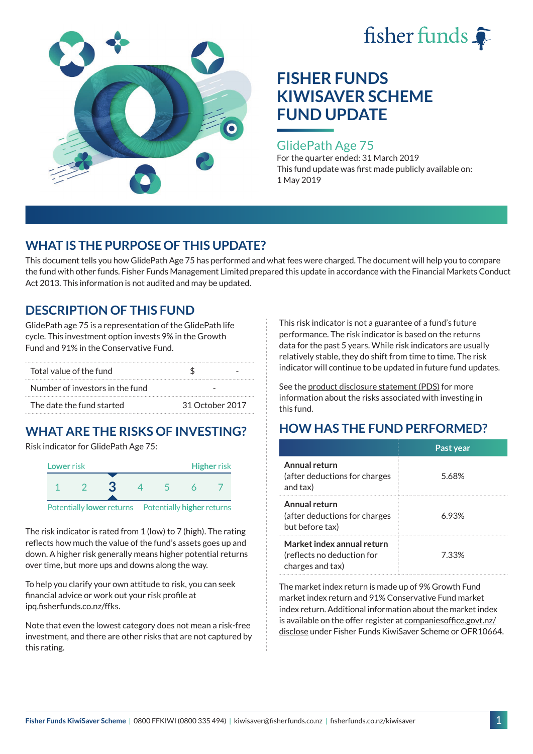# FISHER FUNDS KIWISAVER SCHEME FUND UPDATE

## GlidePath Age 75

For the quarter ended: 31 March 2019

This fund update was first made publicly available on: 1 May 2019

## WHAT IS THE PURPOSE OF THIS UPDATE?

This document tells you how GlidePath Age 75 has performed and what fees were charged. The document will help you to compare the fund with other funds. Fisher Funds Management Limited prepared this update in accordance with the Financial Markets Conduct Act 2013. This information is not audited and may be updated.

## DESCRIPTION OF THIS FUND

GlidePath age 75 is a representation of the GlidePath life cycle. This investment option invests 9% in the Growth Fund and 91% in the Conservative Fund.

| | |
|---|---|
| Total value of the fund | $ - |
| Number of investors in the fund | - |
| The date the fund started | 31 October 2017 |

## WHAT ARE THE RISKS OF INVESTING?

Risk indicator for GlidePath Age 75:

Lower risk — Higher risk

1 2 **3** 4 5 6 7

Potentially **lower** returns — Potentially **higher** returns

The risk indicator is rated from 1 (low) to 7 (high). The rating reflects how much the value of the fund's assets goes up and down. A higher risk generally means higher potential returns over time, but more ups and downs along the way.

To help you clarify your own attitude to risk, you can seek financial advice or work out your risk profile at ipq.fisherfunds.co.nz/ffks.

Note that even the lowest category does not mean a risk-free investment, and there are other risks that are not captured by this rating.

This risk indicator is not a guarantee of a fund's future performance. The risk indicator is based on the returns data for the past 5 years. While risk indicators are usually relatively stable, they do shift from time to time. The risk indicator will continue to be updated in future fund updates.

See the product disclosure statement (PDS) for more information about the risks associated with investing in this fund.

## HOW HAS THE FUND PERFORMED?

| | Past year |
|---|---|
| **Annual return** (after deductions for charges and tax) | 5.68% |
| **Annual return** (after deductions for charges but before tax) | 6.93% |
| **Market index annual return** (reflects no deduction for charges and tax) | 7.33% |

The market index return is made up of 9% Growth Fund market index return and 91% Conservative Fund market index return. Additional information about the market index is available on the offer register at companiesoffice.govt.nz/disclose under Fisher Funds KiwiSaver Scheme or OFR10664.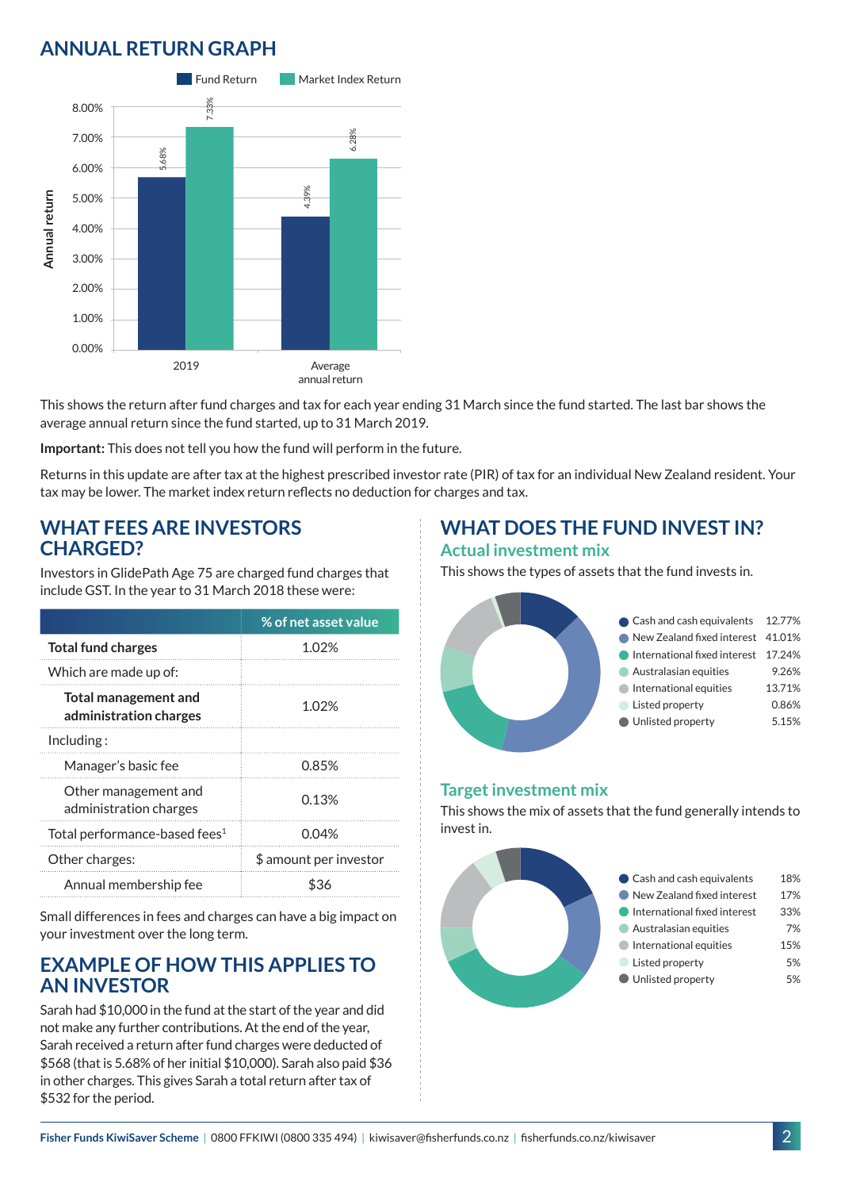## ANNUAL RETURN GRAPH

| | Fund Return | Market Index Return |
|---|---|---|
| 2019 | 5.68% | 7.33% |
| Average annual return | 4.39% | 6.28% |

This shows the return after fund charges and tax for each year ending 31 March since the fund started. The last bar shows the average annual return since the fund started, up to 31 March 2019.

**Important:** This does not tell you how the fund will perform in the future.

Returns in this update are after tax at the highest prescribed investor rate (PIR) of tax for an individual New Zealand resident. Your tax may be lower. The market index return reflects no deduction for charges and tax.

## WHAT FEES ARE INVESTORS CHARGED?

Investors in GlidePath Age 75 are charged fund charges that include GST. In the year to 31 March 2018 these were:

| | % of net asset value |
|---|---|
| **Total fund charges** | 1.02% |
| Which are made up of: | |
| **Total management and administration charges** | 1.02% |
| Including : | |
| Manager's basic fee | 0.85% |
| Other management and administration charges | 0.13% |
| Total performance-based fees[1] | 0.04% |
| Other charges: | $ amount per investor |
| Annual membership fee | $36 |

Small differences in fees and charges can have a big impact on your investment over the long term.

## EXAMPLE OF HOW THIS APPLIES TO AN INVESTOR

Sarah had $10,000 in the fund at the start of the year and did not make any further contributions. At the end of the year, Sarah received a return after fund charges were deducted of $568 (that is 5.68% of her initial $10,000). Sarah also paid $36 in other charges. This gives Sarah a total return after tax of $532 for the period.

## WHAT DOES THE FUND INVEST IN?

### Actual investment mix

This shows the types of assets that the fund invests in.

| Asset type | % |
|---|---|
| Cash and cash equivalents | 12.77% |
| New Zealand fixed interest | 41.01% |
| International fixed interest | 17.24% |
| Australasian equities | 9.26% |
| International equities | 13.71% |
| Listed property | 0.86% |
| Unlisted property | 5.15% |

### Target investment mix

This shows the mix of assets that the fund generally intends to invest in.

| Asset type | % |
|---|---|
| Cash and cash equivalents | 18% |
| New Zealand fixed interest | 17% |
| International fixed interest | 33% |
| Australasian equities | 7% |
| International equities | 15% |
| Listed property | 5% |
| Unlisted property | 5% |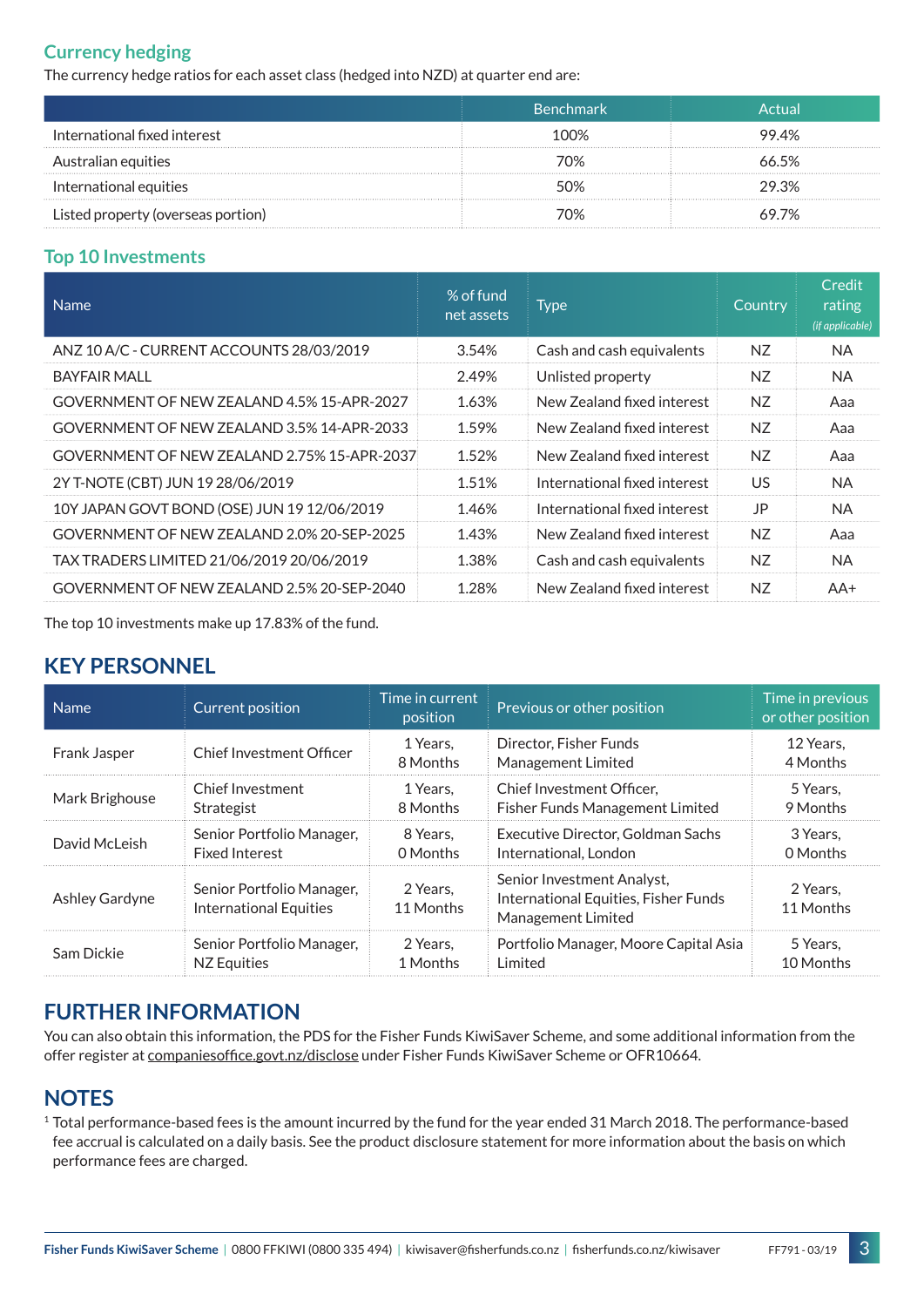## Currency hedging

The currency hedge ratios for each asset class (hedged into NZD) at quarter end are:

| | Benchmark | Actual |
|---|---|---|
| International fixed interest | 100% | 99.4% |
| Australian equities | 70% | 66.5% |
| International equities | 50% | 29.3% |
| Listed property (overseas portion) | 70% | 69.7% |

## Top 10 Investments

| Name | % of fund net assets | Type | Country | Credit rating *(if applicable)* |
|---|---|---|---|---|
| ANZ 10 A/C - CURRENT ACCOUNTS 28/03/2019 | 3.54% | Cash and cash equivalents | NZ | NA |
| BAYFAIR MALL | 2.49% | Unlisted property | NZ | NA |
| GOVERNMENT OF NEW ZEALAND 4.5% 15-APR-2027 | 1.63% | New Zealand fixed interest | NZ | Aaa |
| GOVERNMENT OF NEW ZEALAND 3.5% 14-APR-2033 | 1.59% | New Zealand fixed interest | NZ | Aaa |
| GOVERNMENT OF NEW ZEALAND 2.75% 15-APR-2037 | 1.52% | New Zealand fixed interest | NZ | Aaa |
| 2Y T-NOTE (CBT) JUN 19 28/06/2019 | 1.51% | International fixed interest | US | NA |
| 10Y JAPAN GOVT BOND (OSE) JUN 19 12/06/2019 | 1.46% | International fixed interest | JP | NA |
| GOVERNMENT OF NEW ZEALAND 2.0% 20-SEP-2025 | 1.43% | New Zealand fixed interest | NZ | Aaa |
| TAX TRADERS LIMITED 21/06/2019 20/06/2019 | 1.38% | Cash and cash equivalents | NZ | NA |
| GOVERNMENT OF NEW ZEALAND 2.5% 20-SEP-2040 | 1.28% | New Zealand fixed interest | NZ | AA+ |

The top 10 investments make up 17.83% of the fund.

## KEY PERSONNEL

| Name | Current position | Time in current position | Previous or other position | Time in previous or other position |
|---|---|---|---|---|
| Frank Jasper | Chief Investment Officer | 1 Years, 8 Months | Director, Fisher Funds Management Limited | 12 Years, 4 Months |
| Mark Brighouse | Chief Investment Strategist | 1 Years, 8 Months | Chief Investment Officer, Fisher Funds Management Limited | 5 Years, 9 Months |
| David McLeish | Senior Portfolio Manager, Fixed Interest | 8 Years, 0 Months | Executive Director, Goldman Sachs International, London | 3 Years, 0 Months |
| Ashley Gardyne | Senior Portfolio Manager, International Equities | 2 Years, 11 Months | Senior Investment Analyst, International Equities, Fisher Funds Management Limited | 2 Years, 11 Months |
| Sam Dickie | Senior Portfolio Manager, NZ Equities | 2 Years, 1 Months | Portfolio Manager, Moore Capital Asia Limited | 5 Years, 10 Months |

## FURTHER INFORMATION

You can also obtain this information, the PDS for the Fisher Funds KiwiSaver Scheme, and some additional information from the offer register at companiesoffice.govt.nz/disclose under Fisher Funds KiwiSaver Scheme or OFR10664.

## NOTES

[1] Total performance-based fees is the amount incurred by the fund for the year ended 31 March 2018. The performance-based fee accrual is calculated on a daily basis. See the product disclosure statement for more information about the basis on which performance fees are charged.